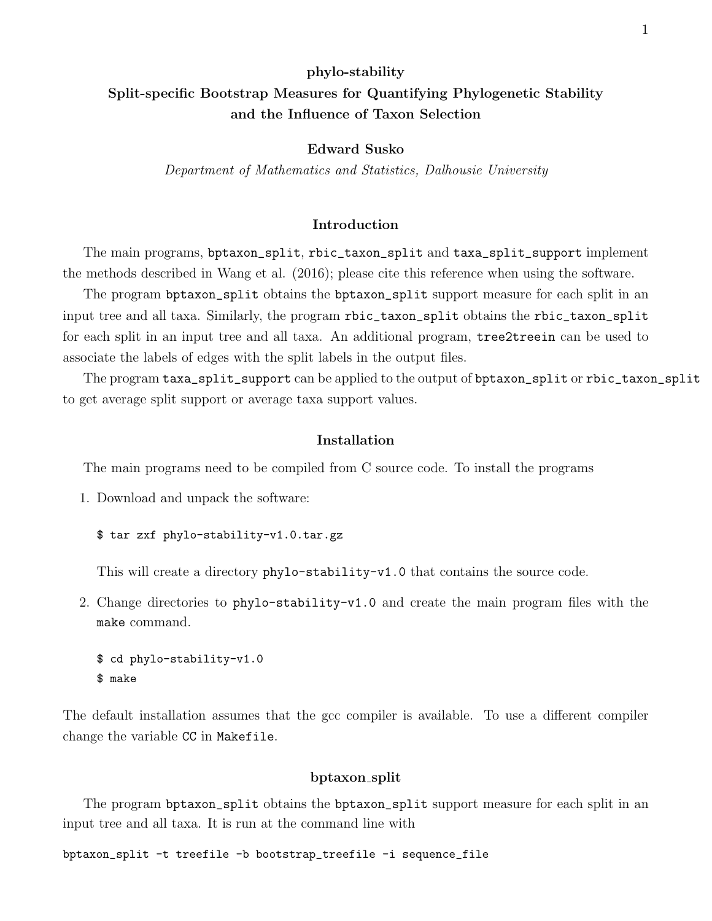# phylo-stability

## Split-specific Bootstrap Measures for Quantifying Phylogenetic Stability and the Influence of Taxon Selection

**Edward Susko**

*Department of Mathematics and Statistics, Dalhousie University*

### Introduction

The main programs, `bptaxon_split`, `rbic_taxon_split` and `taxa_split_support` implement the methods described in Wang et al. (2016); please cite this reference when using the software.

The program `bptaxon_split` obtains the `bptaxon_split` support measure for each split in an input tree and all taxa. Similarly, the program `rbic_taxon_split` obtains the `rbic_taxon_split` for each split in an input tree and all taxa. An additional program, `tree2treein` can be used to associate the labels of edges with the split labels in the output files.

The program `taxa_split_support` can be applied to the output of `bptaxon_split` or `rbic_taxon_split` to get average split support or average taxa support values.

### Installation

The main programs need to be compiled from C source code. To install the programs

1. Download and unpack the software:

   ```
   $ tar zxf phylo-stability-v1.0.tar.gz
   ```

   This will create a directory `phylo-stability-v1.0` that contains the source code.

2. Change directories to `phylo-stability-v1.0` and create the main program files with the `make` command.

   ```
   $ cd phylo-stability-v1.0
   $ make
   ```

The default installation assumes that the gcc compiler is available. To use a different compiler change the variable `CC` in `Makefile`.

### bptaxon_split

The program `bptaxon_split` obtains the `bptaxon_split` support measure for each split in an input tree and all taxa. It is run at the command line with

```
bptaxon_split -t treefile -b bootstrap_treefile -i sequence_file
```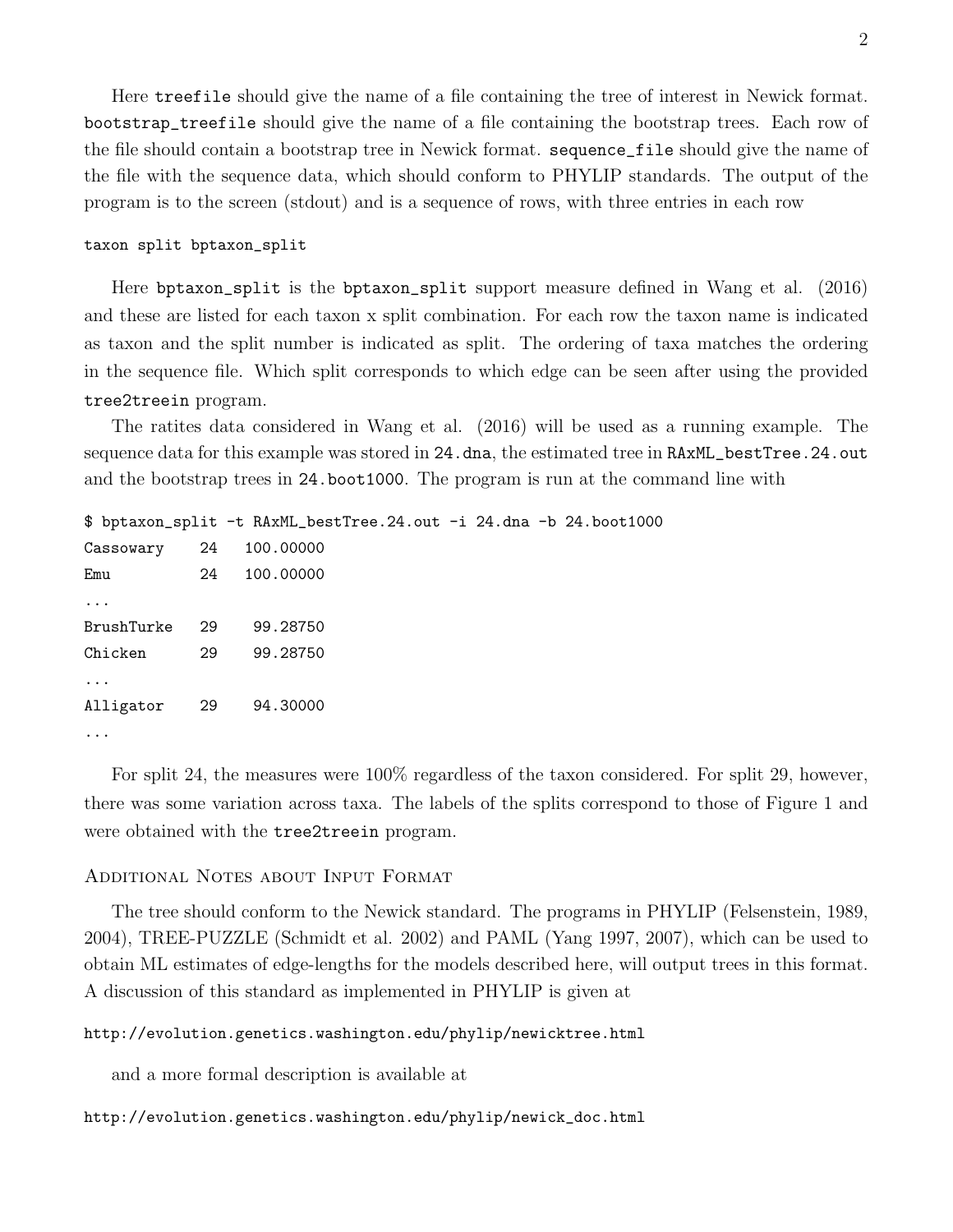Here `treefile` should give the name of a file containing the tree of interest in Newick format. `bootstrap_treefile` should give the name of a file containing the bootstrap trees. Each row of the file should contain a bootstrap tree in Newick format. `sequence_file` should give the name of the file with the sequence data, which should conform to PHYLIP standards. The output of the program is to the screen (stdout) and is a sequence of rows, with three entries in each row

```
taxon split bptaxon_split
```

Here `bptaxon_split` is the `bptaxon_split` support measure defined in Wang et al. (2016) and these are listed for each taxon x split combination. For each row the taxon name is indicated as taxon and the split number is indicated as split. The ordering of taxa matches the ordering in the sequence file. Which split corresponds to which edge can be seen after using the provided `tree2treein` program.

The ratites data considered in Wang et al. (2016) will be used as a running example. The sequence data for this example was stored in `24.dna`, the estimated tree in `RAxML_bestTree.24.out` and the bootstrap trees in `24.boot1000`. The program is run at the command line with

```
$ bptaxon_split -t RAxML_bestTree.24.out -i 24.dna -b 24.boot1000
Cassowary    24   100.00000
Emu          24   100.00000
...
BrushTurke   29    99.28750
Chicken      29    99.28750
...
Alligator    29    94.30000
...
```

For split 24, the measures were 100% regardless of the taxon considered. For split 29, however, there was some variation across taxa. The labels of the splits correspond to those of Figure 1 and were obtained with the `tree2treein` program.

## Additional Notes about Input Format

The tree should conform to the Newick standard. The programs in PHYLIP (Felsenstein, 1989, 2004), TREE-PUZZLE (Schmidt et al. 2002) and PAML (Yang 1997, 2007), which can be used to obtain ML estimates of edge-lengths for the models described here, will output trees in this format. A discussion of this standard as implemented in PHYLIP is given at

```
http://evolution.genetics.washington.edu/phylip/newicktree.html
```

and a more formal description is available at

```
http://evolution.genetics.washington.edu/phylip/newick_doc.html
```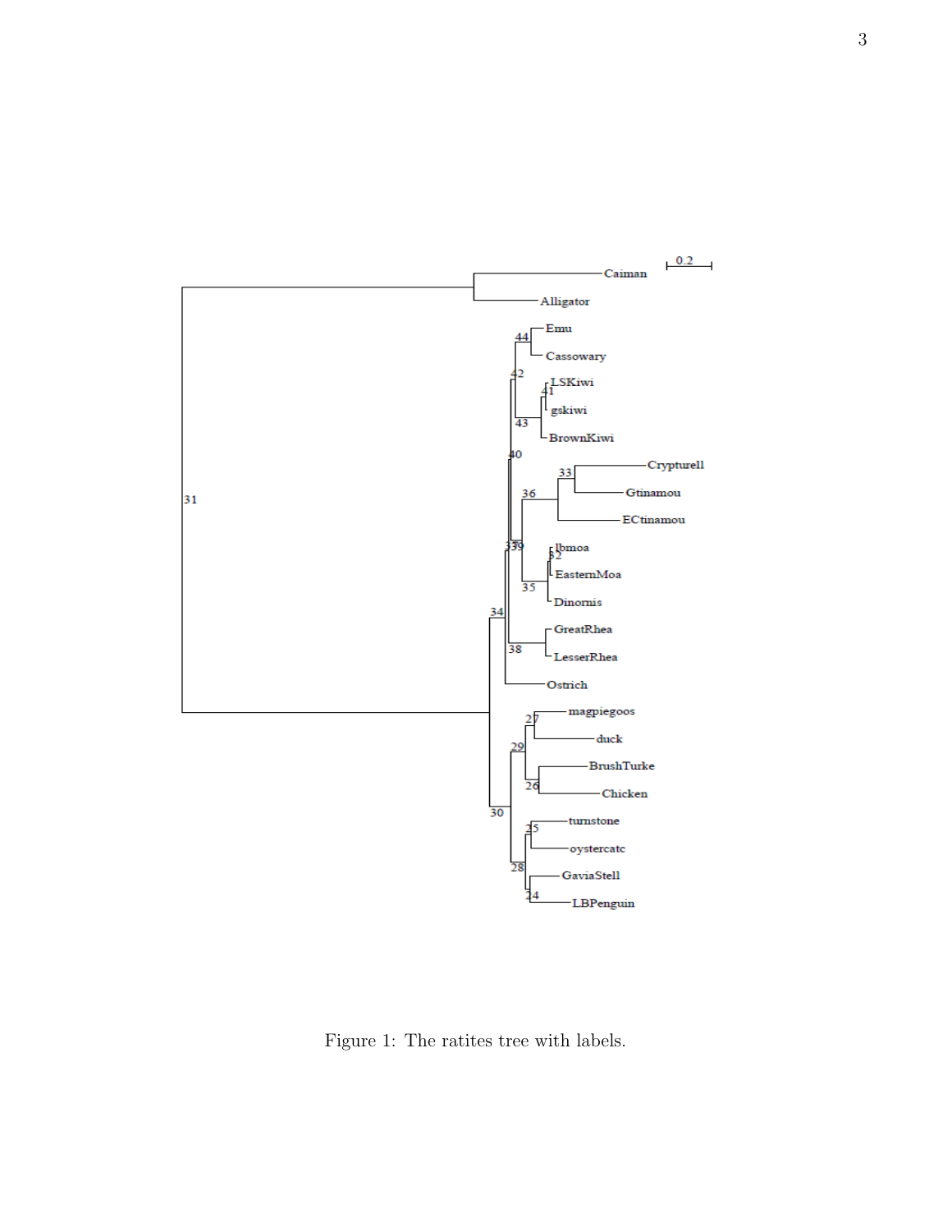Figure 1: The ratites tree with labels.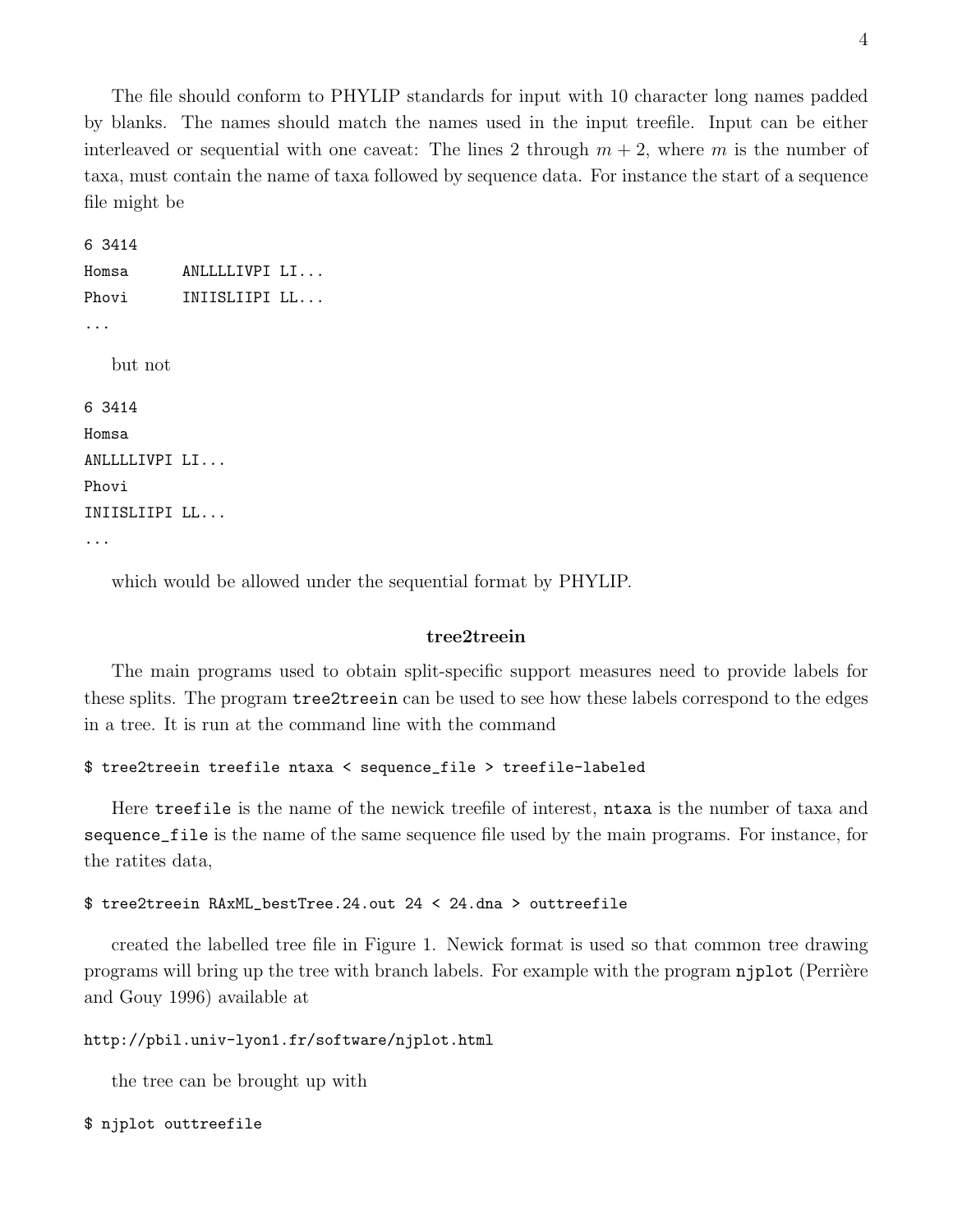The file should conform to PHYLIP standards for input with 10 character long names padded by blanks. The names should match the names used in the input treefile. Input can be either interleaved or sequential with one caveat: The lines 2 through $m + 2$, where $m$ is the number of taxa, must contain the name of taxa followed by sequence data. For instance the start of a sequence file might be

```
6 3414
Homsa      ANLLLLIVPI LI...
Phovi      INIISLIIPI LL...
...
```

but not

```
6 3414
Homsa
ANLLLLIVPI LI...
Phovi
INIISLIIPI LL...
...
```

which would be allowed under the sequential format by PHYLIP.

### tree2treein

The main programs used to obtain split-specific support measures need to provide labels for these splits. The program `tree2treein` can be used to see how these labels correspond to the edges in a tree. It is run at the command line with the command

```
$ tree2treein treefile ntaxa < sequence_file > treefile-labeled
```

Here `treefile` is the name of the newick treefile of interest, `ntaxa` is the number of taxa and `sequence_file` is the name of the same sequence file used by the main programs. For instance, for the ratites data,

```
$ tree2treein RAxML_bestTree.24.out 24 < 24.dna > outtreefile
```

created the labelled tree file in Figure 1. Newick format is used so that common tree drawing programs will bring up the tree with branch labels. For example with the program `njplot` (Perrière and Gouy 1996) available at

```
http://pbil.univ-lyon1.fr/software/njplot.html
```

the tree can be brought up with

```
$ njplot outtreefile
```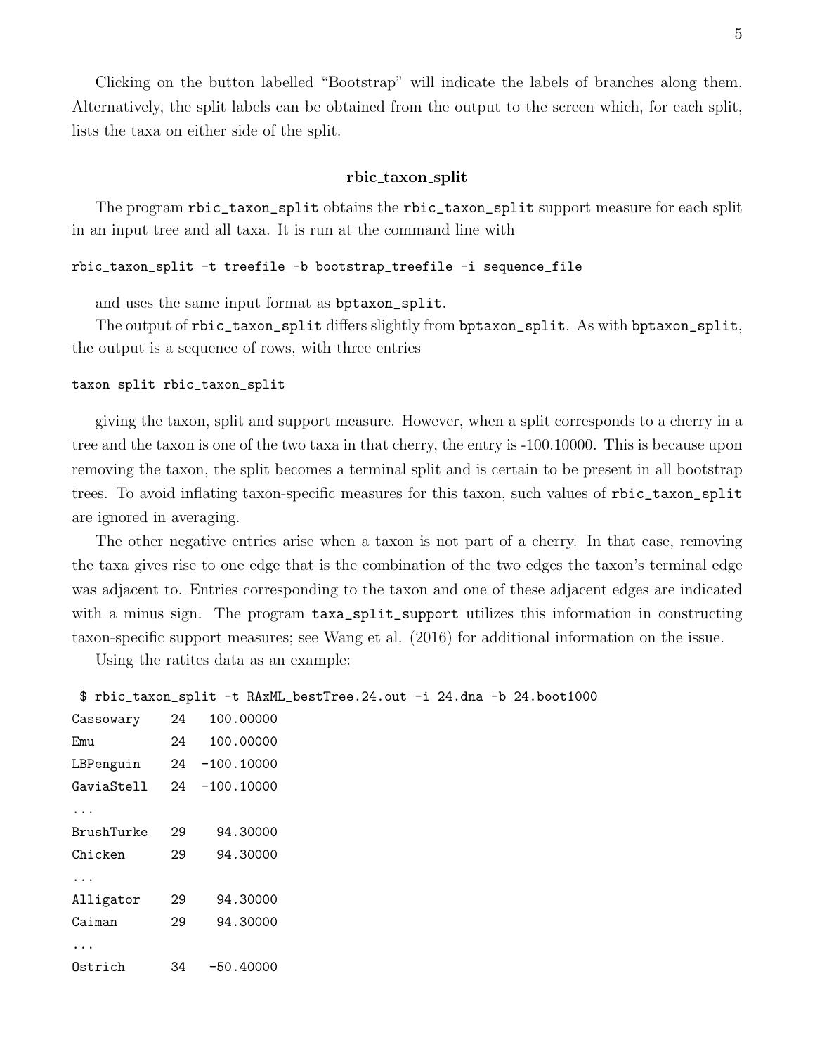Clicking on the button labelled "Bootstrap" will indicate the labels of branches along them. Alternatively, the split labels can be obtained from the output to the screen which, for each split, lists the taxa on either side of the split.

### rbic_taxon_split

The program `rbic_taxon_split` obtains the `rbic_taxon_split` support measure for each split in an input tree and all taxa. It is run at the command line with

```
rbic_taxon_split -t treefile -b bootstrap_treefile -i sequence_file
```

and uses the same input format as `bptaxon_split`.

The output of `rbic_taxon_split` differs slightly from `bptaxon_split`. As with `bptaxon_split`, the output is a sequence of rows, with three entries

```
taxon split rbic_taxon_split
```

giving the taxon, split and support measure. However, when a split corresponds to a cherry in a tree and the taxon is one of the two taxa in that cherry, the entry is -100.10000. This is because upon removing the taxon, the split becomes a terminal split and is certain to be present in all bootstrap trees. To avoid inflating taxon-specific measures for this taxon, such values of `rbic_taxon_split` are ignored in averaging.

The other negative entries arise when a taxon is not part of a cherry. In that case, removing the taxa gives rise to one edge that is the combination of the two edges the taxon's terminal edge was adjacent to. Entries corresponding to the taxon and one of these adjacent edges are indicated with a minus sign. The program `taxa_split_support` utilizes this information in constructing taxon-specific support measures; see Wang et al. (2016) for additional information on the issue.

Using the ratites data as an example:

```
 $ rbic_taxon_split -t RAxML_bestTree.24.out -i 24.dna -b 24.boot1000
Cassowary    24   100.00000
Emu          24   100.00000
LBPenguin    24  -100.10000
GaviaStell   24  -100.10000
...
BrushTurke   29    94.30000
Chicken      29    94.30000
...
Alligator    29    94.30000
Caiman       29    94.30000
...
Ostrich      34   -50.40000
```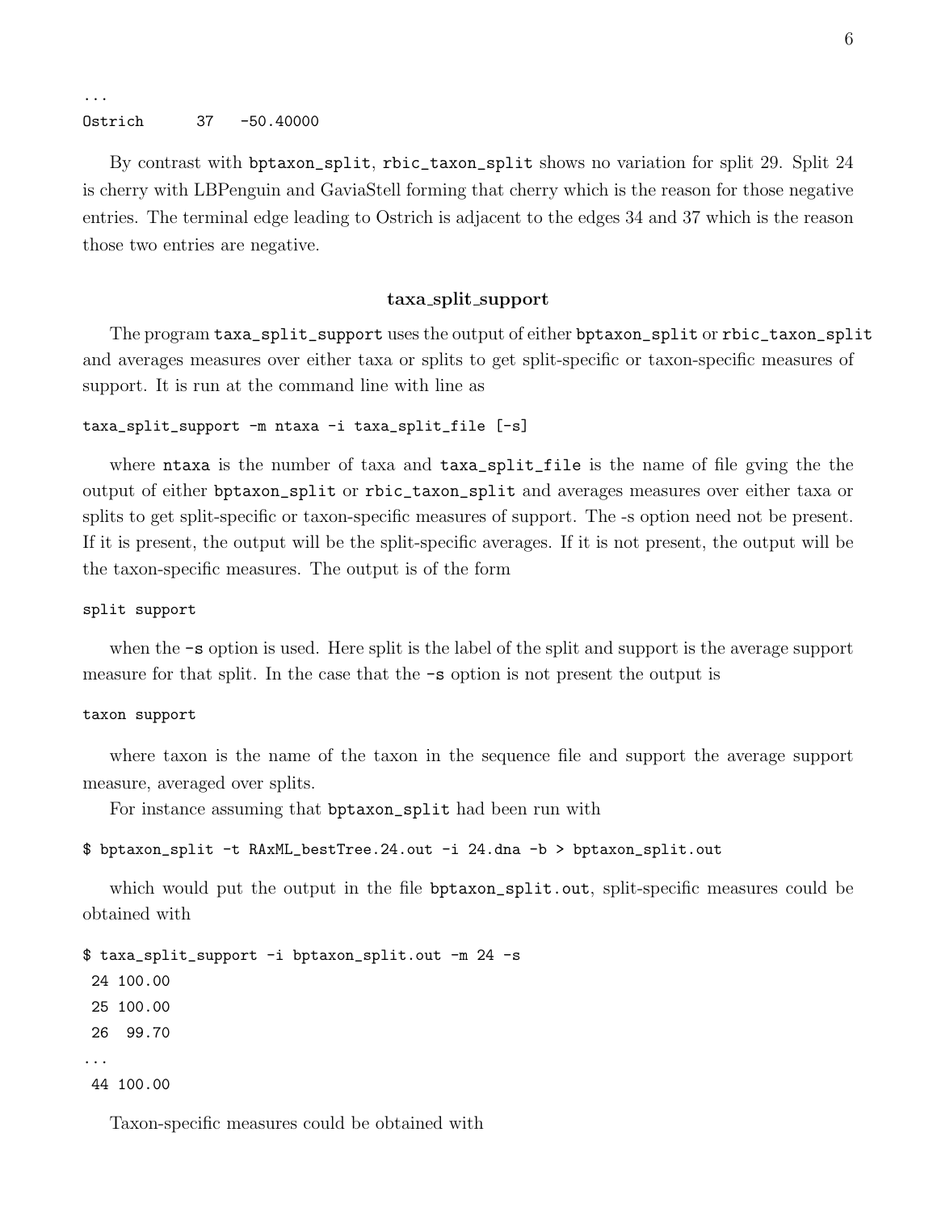```
...
Ostrich      37   -50.40000
```

By contrast with bptaxon_split, rbic_taxon_split shows no variation for split 29. Split 24 is cherry with LBPenguin and GaviaStell forming that cherry which is the reason for those negative entries. The terminal edge leading to Ostrich is adjacent to the edges 34 and 37 which is the reason those two entries are negative.

## taxa_split_support

The program taxa_split_support uses the output of either bptaxon_split or rbic_taxon_split and averages measures over either taxa or splits to get split-specific or taxon-specific measures of support. It is run at the command line with line as

```
taxa_split_support -m ntaxa -i taxa_split_file [-s]
```

where ntaxa is the number of taxa and taxa_split_file is the name of file gving the the output of either bptaxon_split or rbic_taxon_split and averages measures over either taxa or splits to get split-specific or taxon-specific measures of support. The -s option need not be present. If it is present, the output will be the split-specific averages. If it is not present, the output will be the taxon-specific measures. The output is of the form

```
split support
```

when the -s option is used. Here split is the label of the split and support is the average support measure for that split. In the case that the -s option is not present the output is

```
taxon support
```

where taxon is the name of the taxon in the sequence file and support the average support measure, averaged over splits.

For instance assuming that bptaxon_split had been run with

```
$ bptaxon_split -t RAxML_bestTree.24.out -i 24.dna -b > bptaxon_split.out
```

which would put the output in the file bptaxon_split.out, split-specific measures could be obtained with

```
$ taxa_split_support -i bptaxon_split.out -m 24 -s
 24 100.00
 25 100.00
 26  99.70
...
 44 100.00
```

Taxon-specific measures could be obtained with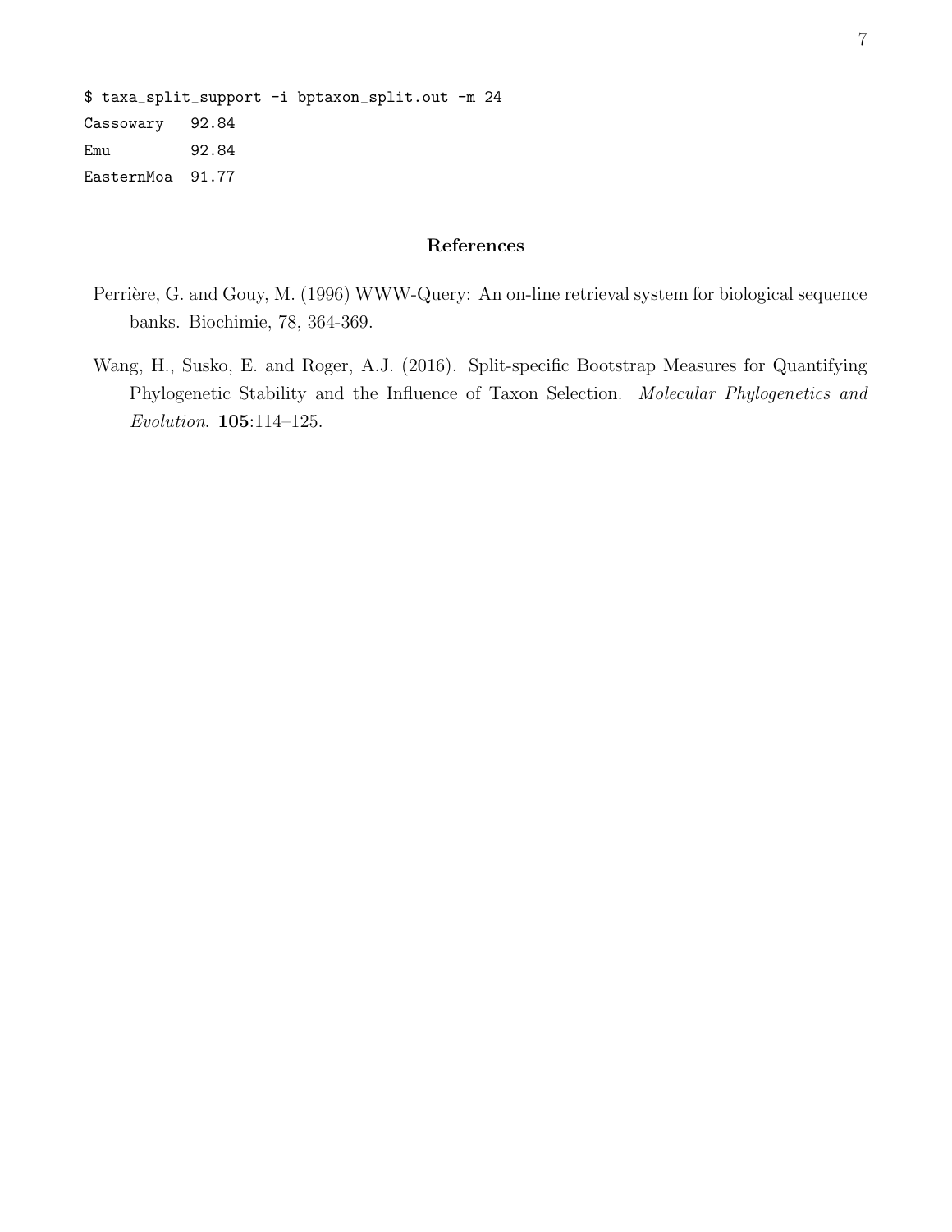```
$ taxa_split_support -i bptaxon_split.out -m 24
Cassowary   92.84
Emu         92.84
EasternMoa  91.77
```

## References

Perrière, G. and Gouy, M. (1996) WWW-Query: An on-line retrieval system for biological sequence banks. Biochimie, 78, 364-369.

Wang, H., Susko, E. and Roger, A.J. (2016). Split-specific Bootstrap Measures for Quantifying Phylogenetic Stability and the Influence of Taxon Selection. *Molecular Phylogenetics and Evolution*. **105**:114–125.